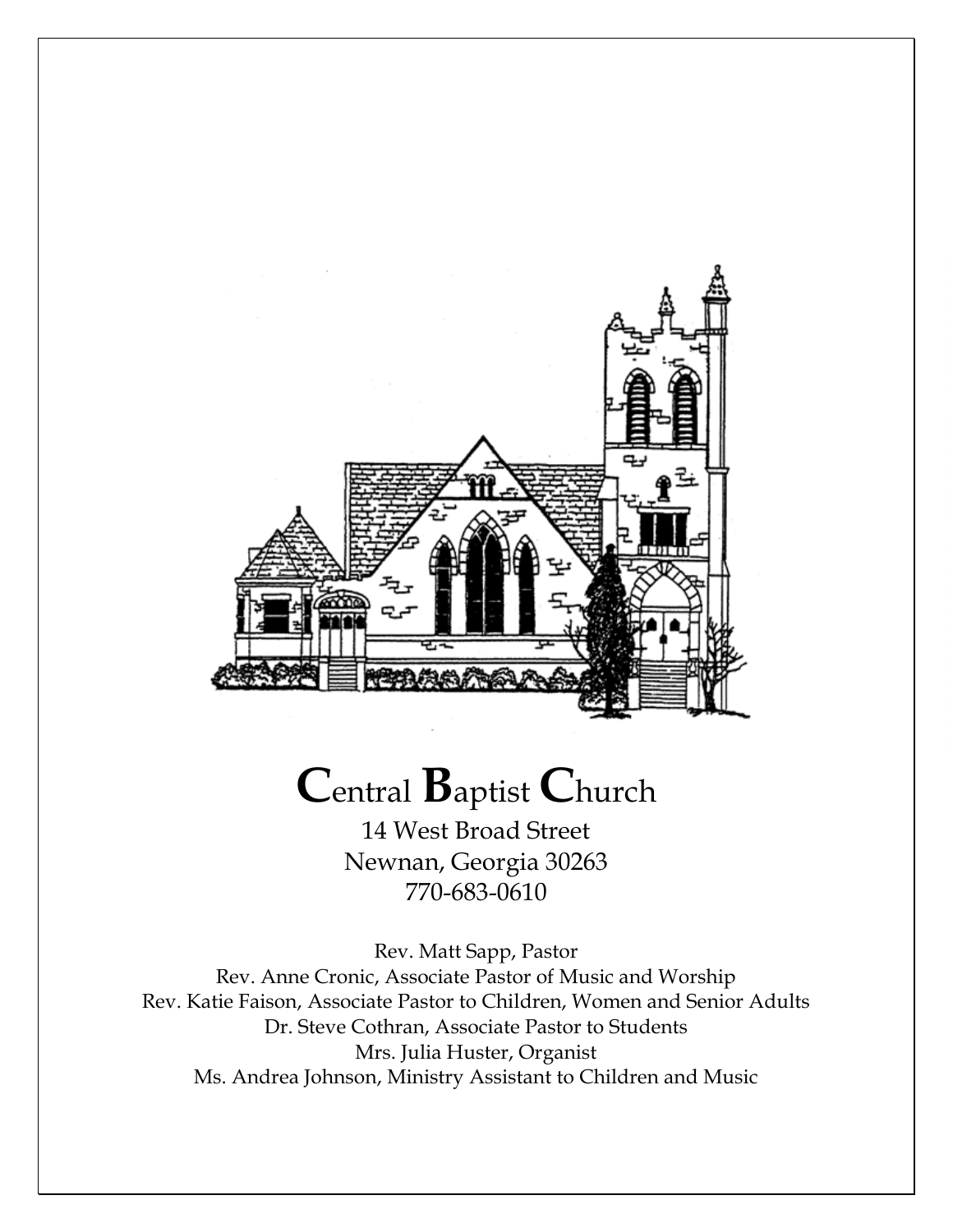# Central Baptist Church

14 West Broad Street
Newnan, Georgia 30263
770-683-0610

Rev. Matt Sapp, Pastor
Rev. Anne Cronic, Associate Pastor of Music and Worship
Rev. Katie Faison, Associate Pastor to Children, Women and Senior Adults
Dr. Steve Cothran, Associate Pastor to Students
Mrs. Julia Huster, Organist
Ms. Andrea Johnson, Ministry Assistant to Children and Music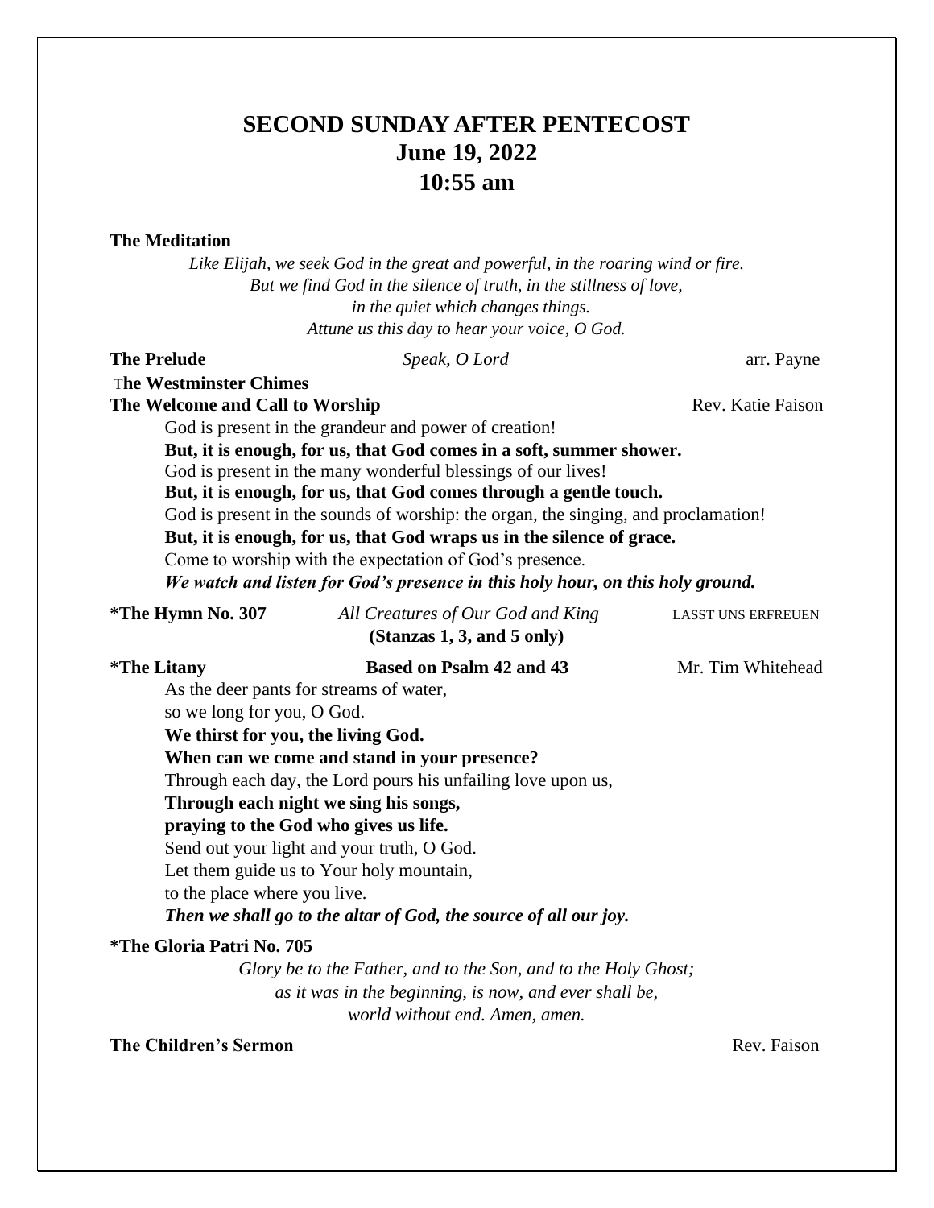# SECOND SUNDAY AFTER PENTECOST
## June 19, 2022
## 10:55 am

**The Meditation**

*Like Elijah, we seek God in the great and powerful, in the roaring wind or fire.*
*But we find God in the silence of truth, in the stillness of love,*
*in the quiet which changes things.*
*Attune us this day to hear your voice, O God.*

**The Prelude** — *Speak, O Lord* — arr. Payne

**The Westminster Chimes**

**The Welcome and Call to Worship** — Rev. Katie Faison

God is present in the grandeur and power of creation!
**But, it is enough, for us, that God comes in a soft, summer shower.**
God is present in the many wonderful blessings of our lives!
**But, it is enough, for us, that God comes through a gentle touch.**
God is present in the sounds of worship: the organ, the singing, and proclamation!
**But, it is enough, for us, that God wraps us in the silence of grace.**
Come to worship with the expectation of God's presence.
***We watch and listen for God's presence in this holy hour, on this holy ground.***

**\*The Hymn No. 307** — *All Creatures of Our God and King* — LASST UNS ERFREUEN
**(Stanzas 1, 3, and 5 only)**

**\*The Litany** — **Based on Psalm 42 and 43** — Mr. Tim Whitehead

As the deer pants for streams of water,
so we long for you, O God.
**We thirst for you, the living God.**
**When can we come and stand in your presence?**
Through each day, the Lord pours his unfailing love upon us,
**Through each night we sing his songs,**
**praying to the God who gives us life.**
Send out your light and your truth, O God.
Let them guide us to Your holy mountain,
to the place where you live.
***Then we shall go to the altar of God, the source of all our joy.***

**\*The Gloria Patri No. 705**

*Glory be to the Father, and to the Son, and to the Holy Ghost;*
*as it was in the beginning, is now, and ever shall be,*
*world without end. Amen, amen.*

**The Children's Sermon** — Rev. Faison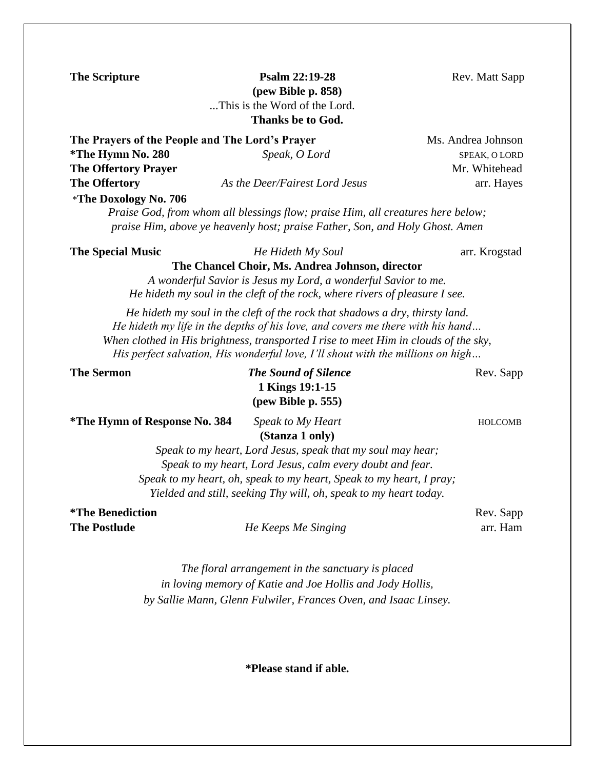**The Scripture** **Psalm 22:19-28** Rev. Matt Sapp
**(pew Bible p. 858)**

...This is the Word of the Lord.
**Thanks be to God.**

**The Prayers of the People and The Lord's Prayer** Ms. Andrea Johnson

***The Hymn No. 280** *Speak, O Lord* SPEAK, O LORD

**The Offertory Prayer** Mr. Whitehead

**The Offertory** *As the Deer/Fairest Lord Jesus* arr. Hayes

***The Doxology No. 706**

*Praise God, from whom all blessings flow; praise Him, all creatures here below;*
*praise Him, above ye heavenly host; praise Father, Son, and Holy Ghost. Amen*

**The Special Music** *He Hideth My Soul* arr. Krogstad

**The Chancel Choir, Ms. Andrea Johnson, director**

*A wonderful Savior is Jesus my Lord, a wonderful Savior to me.*
*He hideth my soul in the cleft of the rock, where rivers of pleasure I see.*

*He hideth my soul in the cleft of the rock that shadows a dry, thirsty land.*
*He hideth my life in the depths of his love, and covers me there with his hand…*
*When clothed in His brightness, transported I rise to meet Him in clouds of the sky,*
*His perfect salvation, His wonderful love, I'll shout with the millions on high…*

**The Sermon** ***The Sound of Silence*** Rev. Sapp
**1 Kings 19:1-15**
**(pew Bible p. 555)**

***The Hymn of Response No. 384** *Speak to My Heart* HOLCOMB
**(Stanza 1 only)**

*Speak to my heart, Lord Jesus, speak that my soul may hear;*
*Speak to my heart, Lord Jesus, calm every doubt and fear.*
*Speak to my heart, oh, speak to my heart, Speak to my heart, I pray;*
*Yielded and still, seeking Thy will, oh, speak to my heart today.*

***The Benediction** Rev. Sapp

**The Postlude** *He Keeps Me Singing* arr. Ham

*The floral arrangement in the sanctuary is placed*
*in loving memory of Katie and Joe Hollis and Jody Hollis,*
*by Sallie Mann, Glenn Fulwiler, Frances Oven, and Isaac Linsey.*

***Please stand if able.**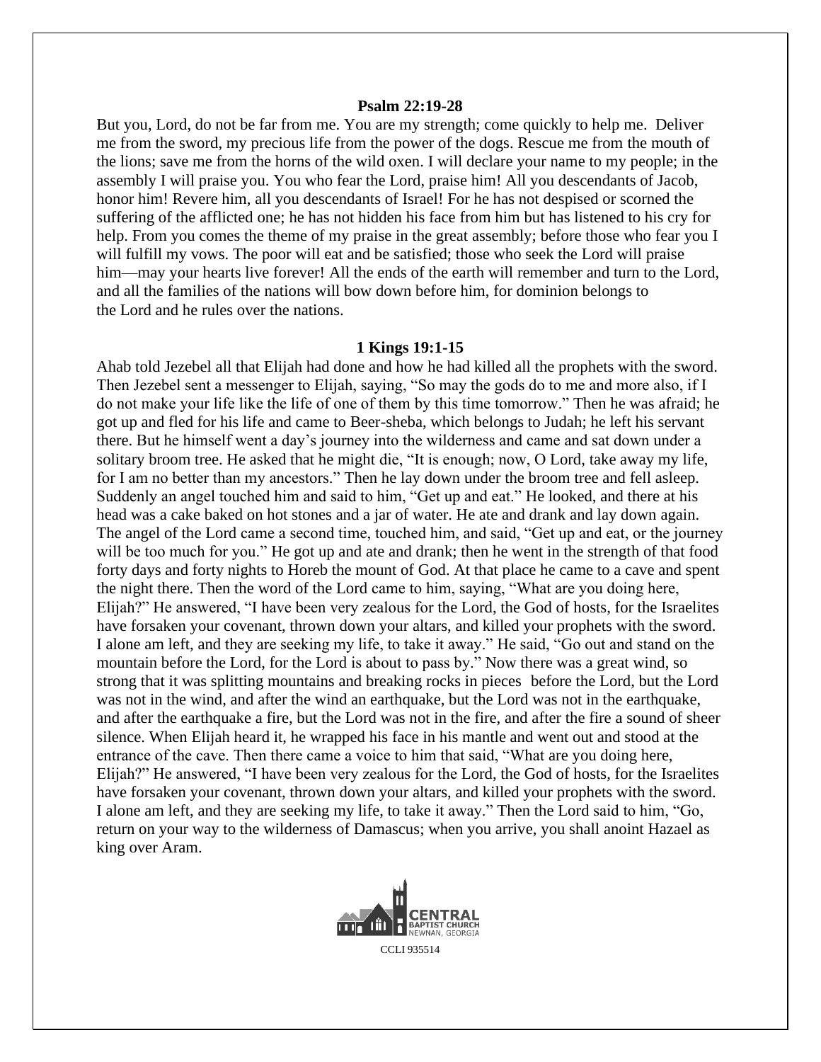**Psalm 22:19-28**

But you, Lord, do not be far from me. You are my strength; come quickly to help me. Deliver me from the sword, my precious life from the power of the dogs. Rescue me from the mouth of the lions; save me from the horns of the wild oxen. I will declare your name to my people; in the assembly I will praise you. You who fear the Lord, praise him! All you descendants of Jacob, honor him! Revere him, all you descendants of Israel! For he has not despised or scorned the suffering of the afflicted one; he has not hidden his face from him but has listened to his cry for help. From you comes the theme of my praise in the great assembly; before those who fear you I will fulfill my vows. The poor will eat and be satisfied; those who seek the Lord will praise him—may your hearts live forever! All the ends of the earth will remember and turn to the Lord, and all the families of the nations will bow down before him, for dominion belongs to the Lord and he rules over the nations.

**1 Kings 19:1-15**

Ahab told Jezebel all that Elijah had done and how he had killed all the prophets with the sword. Then Jezebel sent a messenger to Elijah, saying, "So may the gods do to me and more also, if I do not make your life like the life of one of them by this time tomorrow." Then he was afraid; he got up and fled for his life and came to Beer-sheba, which belongs to Judah; he left his servant there. But he himself went a day's journey into the wilderness and came and sat down under a solitary broom tree. He asked that he might die, "It is enough; now, O Lord, take away my life, for I am no better than my ancestors." Then he lay down under the broom tree and fell asleep. Suddenly an angel touched him and said to him, "Get up and eat." He looked, and there at his head was a cake baked on hot stones and a jar of water. He ate and drank and lay down again. The angel of the Lord came a second time, touched him, and said, "Get up and eat, or the journey will be too much for you." He got up and ate and drank; then he went in the strength of that food forty days and forty nights to Horeb the mount of God. At that place he came to a cave and spent the night there. Then the word of the Lord came to him, saying, "What are you doing here, Elijah?" He answered, "I have been very zealous for the Lord, the God of hosts, for the Israelites have forsaken your covenant, thrown down your altars, and killed your prophets with the sword. I alone am left, and they are seeking my life, to take it away." He said, "Go out and stand on the mountain before the Lord, for the Lord is about to pass by." Now there was a great wind, so strong that it was splitting mountains and breaking rocks in pieces before the Lord, but the Lord was not in the wind, and after the wind an earthquake, but the Lord was not in the earthquake, and after the earthquake a fire, but the Lord was not in the fire, and after the fire a sound of sheer silence. When Elijah heard it, he wrapped his face in his mantle and went out and stood at the entrance of the cave. Then there came a voice to him that said, "What are you doing here, Elijah?" He answered, "I have been very zealous for the Lord, the God of hosts, for the Israelites have forsaken your covenant, thrown down your altars, and killed your prophets with the sword. I alone am left, and they are seeking my life, to take it away." Then the Lord said to him, "Go, return on your way to the wilderness of Damascus; when you arrive, you shall anoint Hazael as king over Aram.

CENTRAL BAPTIST CHURCH
NEWNAN, GEORGIA

CCLI 935514